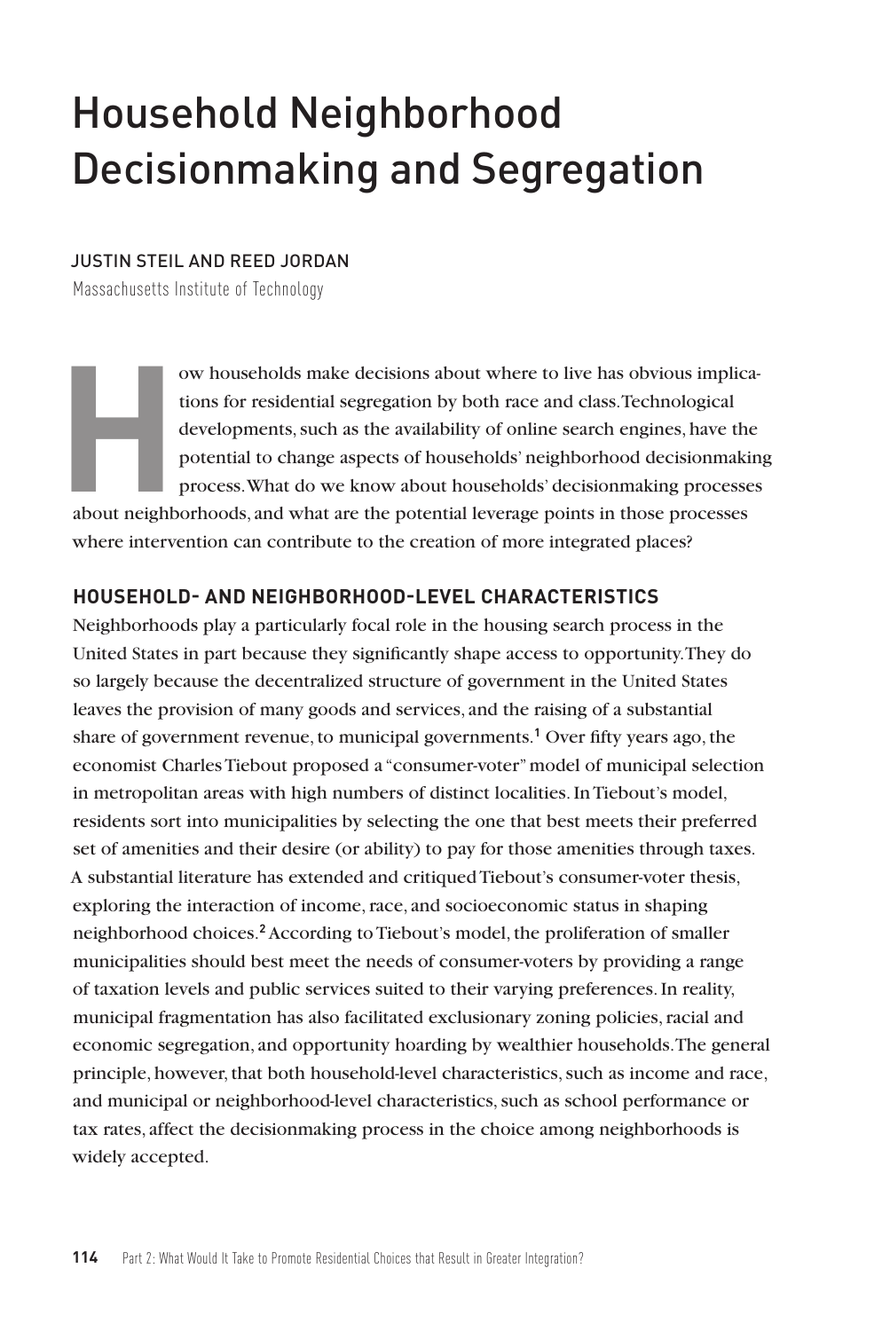# Household Neighborhood Decisionmaking and Segregation

JUSTIN STEIL AND REED JORDAN

Massachusetts Institute of Technology

How households make decisions about where to live has obvious implications for residential segregation by both race and class. Technological developments, such as the availability of online search engines, have the potential to change aspects of households' neighborhood decisionmaking process. What do we know about households' decisionmaking processes about neighborhoods, and what are the potential leverage points in those processes where intervention can contribute to the creation of more integrated places?

## HOUSEHOLD- AND NEIGHBORHOOD-LEVEL CHARACTERISTICS

Neighborhoods play a particularly focal role in the housing search process in the United States in part because they significantly shape access to opportunity. They do so largely because the decentralized structure of government in the United States leaves the provision of many goods and services, and the raising of a substantial share of government revenue, to municipal governments.[1] Over fifty years ago, the economist Charles Tiebout proposed a "consumer-voter" model of municipal selection in metropolitan areas with high numbers of distinct localities. In Tiebout's model, residents sort into municipalities by selecting the one that best meets their preferred set of amenities and their desire (or ability) to pay for those amenities through taxes. A substantial literature has extended and critiqued Tiebout's consumer-voter thesis, exploring the interaction of income, race, and socioeconomic status in shaping neighborhood choices.[2] According to Tiebout's model, the proliferation of smaller municipalities should best meet the needs of consumer-voters by providing a range of taxation levels and public services suited to their varying preferences. In reality, municipal fragmentation has also facilitated exclusionary zoning policies, racial and economic segregation, and opportunity hoarding by wealthier households. The general principle, however, that both household-level characteristics, such as income and race, and municipal or neighborhood-level characteristics, such as school performance or tax rates, affect the decisionmaking process in the choice among neighborhoods is widely accepted.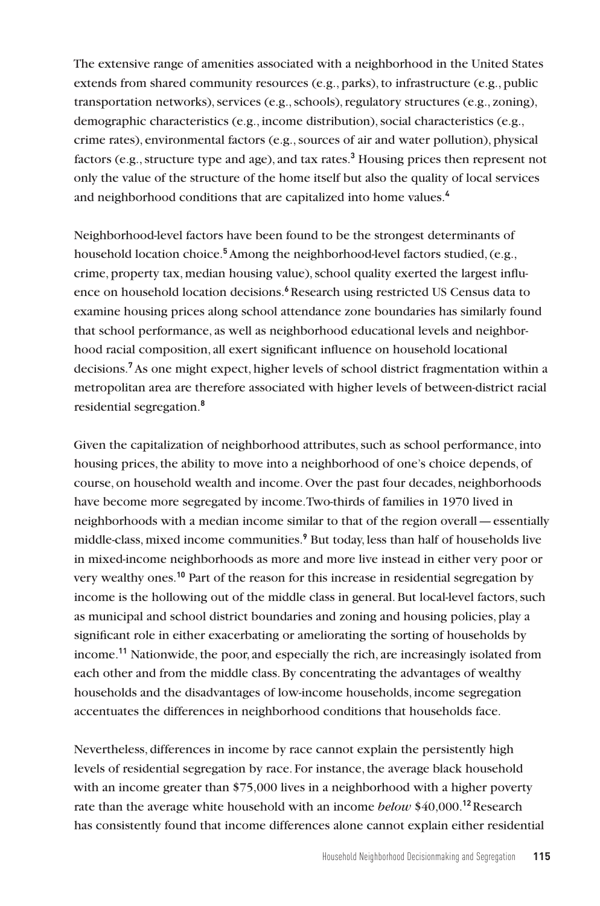The extensive range of amenities associated with a neighborhood in the United States extends from shared community resources (e.g., parks), to infrastructure (e.g., public transportation networks), services (e.g., schools), regulatory structures (e.g., zoning), demographic characteristics (e.g., income distribution), social characteristics (e.g., crime rates), environmental factors (e.g., sources of air and water pollution), physical factors (e.g., structure type and age), and tax rates.[3] Housing prices then represent not only the value of the structure of the home itself but also the quality of local services and neighborhood conditions that are capitalized into home values.[4]

Neighborhood-level factors have been found to be the strongest determinants of household location choice.[5] Among the neighborhood-level factors studied, (e.g., crime, property tax, median housing value), school quality exerted the largest influence on household location decisions.[6] Research using restricted US Census data to examine housing prices along school attendance zone boundaries has similarly found that school performance, as well as neighborhood educational levels and neighborhood racial composition, all exert significant influence on household locational decisions.[7] As one might expect, higher levels of school district fragmentation within a metropolitan area are therefore associated with higher levels of between-district racial residential segregation.[8]

Given the capitalization of neighborhood attributes, such as school performance, into housing prices, the ability to move into a neighborhood of one's choice depends, of course, on household wealth and income. Over the past four decades, neighborhoods have become more segregated by income. Two-thirds of families in 1970 lived in neighborhoods with a median income similar to that of the region overall — essentially middle-class, mixed income communities.[9] But today, less than half of households live in mixed-income neighborhoods as more and more live instead in either very poor or very wealthy ones.[10] Part of the reason for this increase in residential segregation by income is the hollowing out of the middle class in general. But local-level factors, such as municipal and school district boundaries and zoning and housing policies, play a significant role in either exacerbating or ameliorating the sorting of households by income.[11] Nationwide, the poor, and especially the rich, are increasingly isolated from each other and from the middle class. By concentrating the advantages of wealthy households and the disadvantages of low-income households, income segregation accentuates the differences in neighborhood conditions that households face.

Nevertheless, differences in income by race cannot explain the persistently high levels of residential segregation by race. For instance, the average black household with an income greater than $75,000 lives in a neighborhood with a higher poverty rate than the average white household with an income *below* $40,000.[12] Research has consistently found that income differences alone cannot explain either residential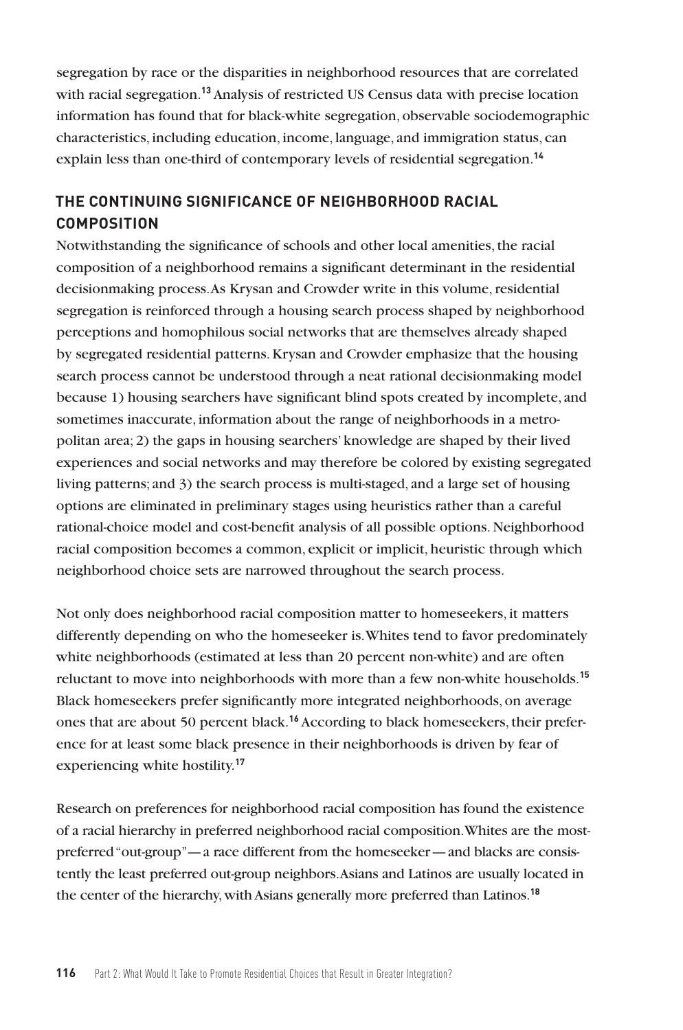segregation by race or the disparities in neighborhood resources that are correlated with racial segregation.[13] Analysis of restricted US Census data with precise location information has found that for black-white segregation, observable sociodemographic characteristics, including education, income, language, and immigration status, can explain less than one-third of contemporary levels of residential segregation.[14]

## THE CONTINUING SIGNIFICANCE OF NEIGHBORHOOD RACIAL COMPOSITION

Notwithstanding the significance of schools and other local amenities, the racial composition of a neighborhood remains a significant determinant in the residential decisionmaking process. As Krysan and Crowder write in this volume, residential segregation is reinforced through a housing search process shaped by neighborhood perceptions and homophilous social networks that are themselves already shaped by segregated residential patterns. Krysan and Crowder emphasize that the housing search process cannot be understood through a neat rational decisionmaking model because 1) housing searchers have significant blind spots created by incomplete, and sometimes inaccurate, information about the range of neighborhoods in a metropolitan area; 2) the gaps in housing searchers' knowledge are shaped by their lived experiences and social networks and may therefore be colored by existing segregated living patterns; and 3) the search process is multi-staged, and a large set of housing options are eliminated in preliminary stages using heuristics rather than a careful rational-choice model and cost-benefit analysis of all possible options. Neighborhood racial composition becomes a common, explicit or implicit, heuristic through which neighborhood choice sets are narrowed throughout the search process.

Not only does neighborhood racial composition matter to homeseekers, it matters differently depending on who the homeseeker is. Whites tend to favor predominately white neighborhoods (estimated at less than 20 percent non-white) and are often reluctant to move into neighborhoods with more than a few non-white households.[15] Black homeseekers prefer significantly more integrated neighborhoods, on average ones that are about 50 percent black.[16] According to black homeseekers, their preference for at least some black presence in their neighborhoods is driven by fear of experiencing white hostility.[17]

Research on preferences for neighborhood racial composition has found the existence of a racial hierarchy in preferred neighborhood racial composition. Whites are the most-preferred "out-group"—a race different from the homeseeker—and blacks are consistently the least preferred out-group neighbors. Asians and Latinos are usually located in the center of the hierarchy, with Asians generally more preferred than Latinos.[18]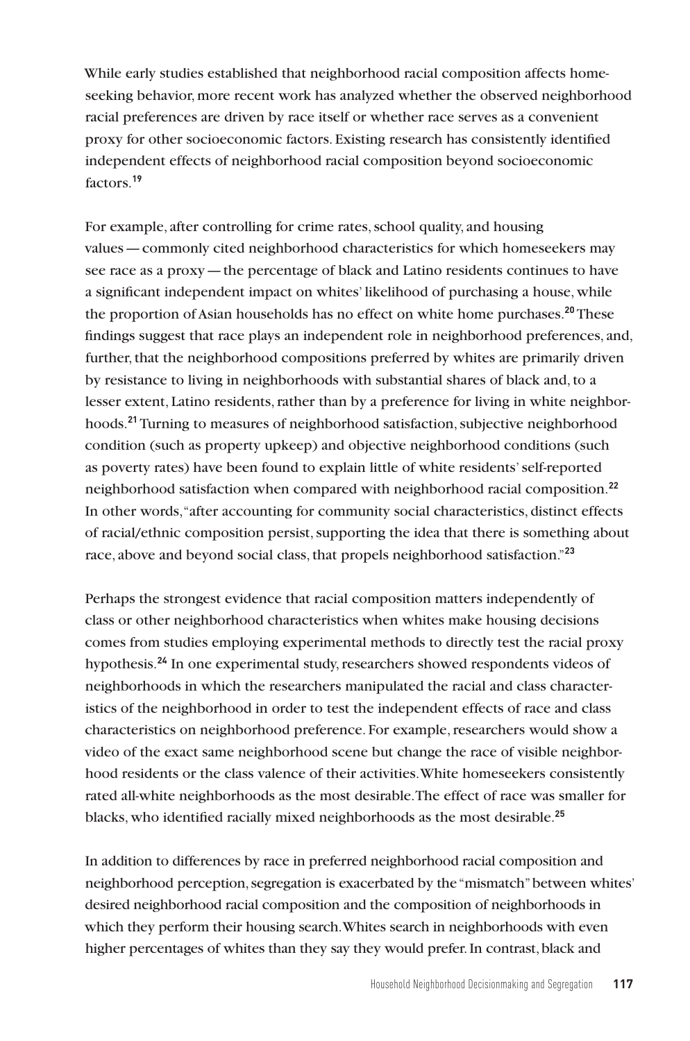While early studies established that neighborhood racial composition affects home-seeking behavior, more recent work has analyzed whether the observed neighborhood racial preferences are driven by race itself or whether race serves as a convenient proxy for other socioeconomic factors. Existing research has consistently identified independent effects of neighborhood racial composition beyond socioeconomic factors.[19]

For example, after controlling for crime rates, school quality, and housing values — commonly cited neighborhood characteristics for which homeseekers may see race as a proxy — the percentage of black and Latino residents continues to have a significant independent impact on whites' likelihood of purchasing a house, while the proportion of Asian households has no effect on white home purchases.[20] These findings suggest that race plays an independent role in neighborhood preferences, and, further, that the neighborhood compositions preferred by whites are primarily driven by resistance to living in neighborhoods with substantial shares of black and, to a lesser extent, Latino residents, rather than by a preference for living in white neighborhoods.[21] Turning to measures of neighborhood satisfaction, subjective neighborhood condition (such as property upkeep) and objective neighborhood conditions (such as poverty rates) have been found to explain little of white residents' self-reported neighborhood satisfaction when compared with neighborhood racial composition.[22] In other words, "after accounting for community social characteristics, distinct effects of racial/ethnic composition persist, supporting the idea that there is something about race, above and beyond social class, that propels neighborhood satisfaction."[23]

Perhaps the strongest evidence that racial composition matters independently of class or other neighborhood characteristics when whites make housing decisions comes from studies employing experimental methods to directly test the racial proxy hypothesis.[24] In one experimental study, researchers showed respondents videos of neighborhoods in which the researchers manipulated the racial and class characteristics of the neighborhood in order to test the independent effects of race and class characteristics on neighborhood preference. For example, researchers would show a video of the exact same neighborhood scene but change the race of visible neighborhood residents or the class valence of their activities. White homeseekers consistently rated all-white neighborhoods as the most desirable. The effect of race was smaller for blacks, who identified racially mixed neighborhoods as the most desirable.[25]

In addition to differences by race in preferred neighborhood racial composition and neighborhood perception, segregation is exacerbated by the "mismatch" between whites' desired neighborhood racial composition and the composition of neighborhoods in which they perform their housing search. Whites search in neighborhoods with even higher percentages of whites than they say they would prefer. In contrast, black and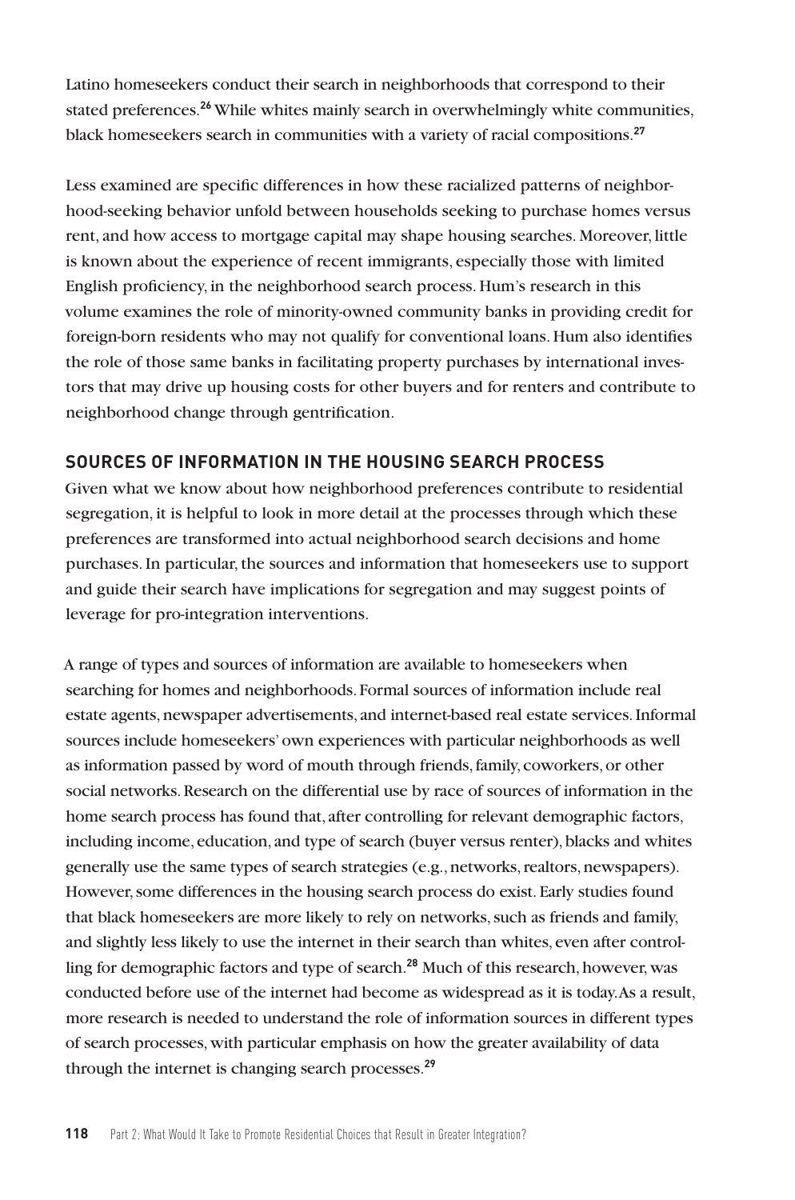Latino homeseekers conduct their search in neighborhoods that correspond to their stated preferences.[26] While whites mainly search in overwhelmingly white communities, black homeseekers search in communities with a variety of racial compositions.[27]

Less examined are specific differences in how these racialized patterns of neighborhood-seeking behavior unfold between households seeking to purchase homes versus rent, and how access to mortgage capital may shape housing searches. Moreover, little is known about the experience of recent immigrants, especially those with limited English proficiency, in the neighborhood search process. Hum's research in this volume examines the role of minority-owned community banks in providing credit for foreign-born residents who may not qualify for conventional loans. Hum also identifies the role of those same banks in facilitating property purchases by international investors that may drive up housing costs for other buyers and for renters and contribute to neighborhood change through gentrification.

## SOURCES OF INFORMATION IN THE HOUSING SEARCH PROCESS

Given what we know about how neighborhood preferences contribute to residential segregation, it is helpful to look in more detail at the processes through which these preferences are transformed into actual neighborhood search decisions and home purchases. In particular, the sources and information that homeseekers use to support and guide their search have implications for segregation and may suggest points of leverage for pro-integration interventions.

A range of types and sources of information are available to homeseekers when searching for homes and neighborhoods. Formal sources of information include real estate agents, newspaper advertisements, and internet-based real estate services. Informal sources include homeseekers' own experiences with particular neighborhoods as well as information passed by word of mouth through friends, family, coworkers, or other social networks. Research on the differential use by race of sources of information in the home search process has found that, after controlling for relevant demographic factors, including income, education, and type of search (buyer versus renter), blacks and whites generally use the same types of search strategies (e.g., networks, realtors, newspapers). However, some differences in the housing search process do exist. Early studies found that black homeseekers are more likely to rely on networks, such as friends and family, and slightly less likely to use the internet in their search than whites, even after controlling for demographic factors and type of search.[28] Much of this research, however, was conducted before use of the internet had become as widespread as it is today. As a result, more research is needed to understand the role of information sources in different types of search processes, with particular emphasis on how the greater availability of data through the internet is changing search processes.[29]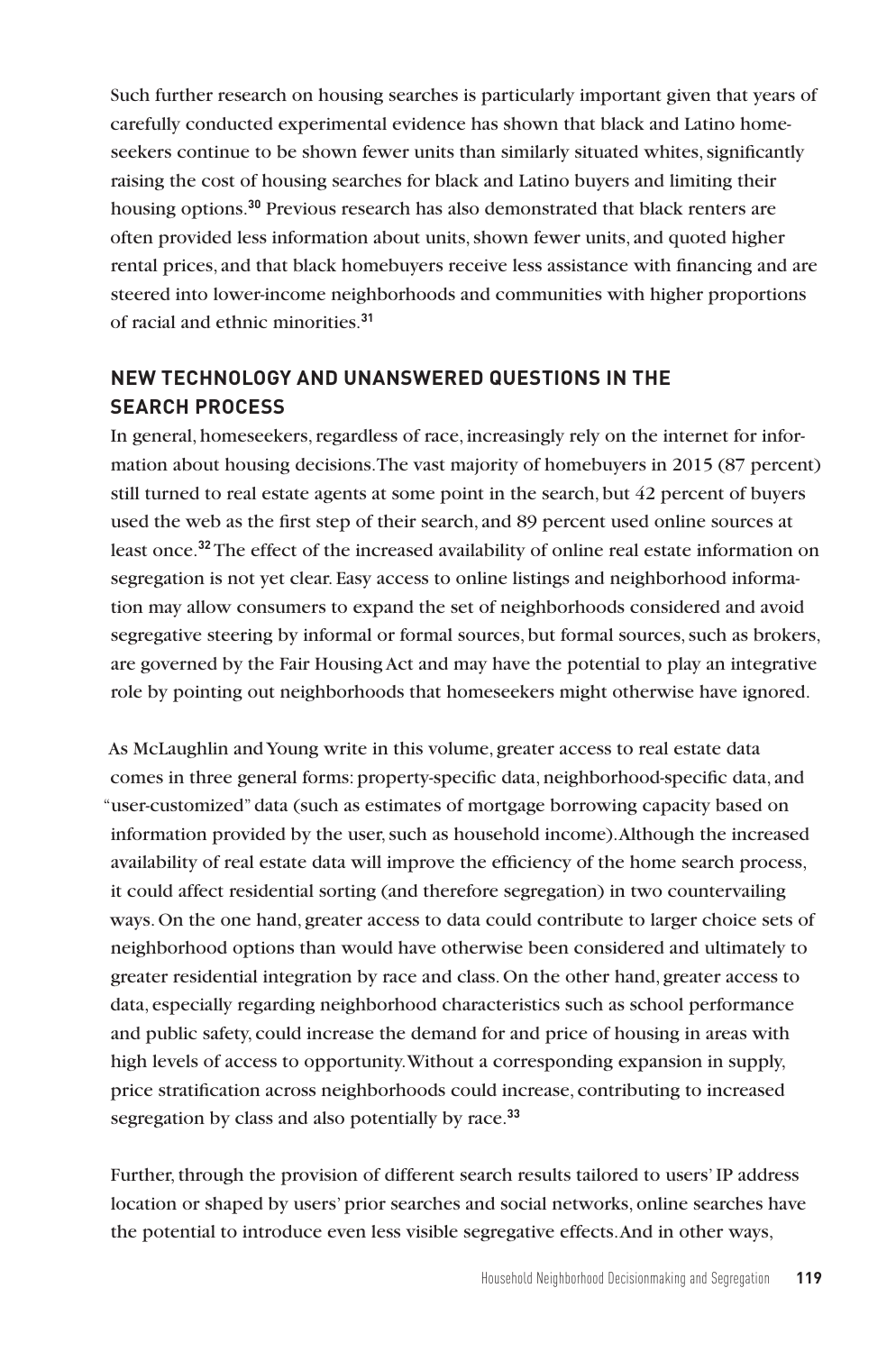Such further research on housing searches is particularly important given that years of carefully conducted experimental evidence has shown that black and Latino homeseekers continue to be shown fewer units than similarly situated whites, significantly raising the cost of housing searches for black and Latino buyers and limiting their housing options.[30] Previous research has also demonstrated that black renters are often provided less information about units, shown fewer units, and quoted higher rental prices, and that black homebuyers receive less assistance with financing and are steered into lower-income neighborhoods and communities with higher proportions of racial and ethnic minorities.[31]

## NEW TECHNOLOGY AND UNANSWERED QUESTIONS IN THE SEARCH PROCESS

In general, homeseekers, regardless of race, increasingly rely on the internet for information about housing decisions. The vast majority of homebuyers in 2015 (87 percent) still turned to real estate agents at some point in the search, but 42 percent of buyers used the web as the first step of their search, and 89 percent used online sources at least once.[32] The effect of the increased availability of online real estate information on segregation is not yet clear. Easy access to online listings and neighborhood information may allow consumers to expand the set of neighborhoods considered and avoid segregative steering by informal or formal sources, but formal sources, such as brokers, are governed by the Fair Housing Act and may have the potential to play an integrative role by pointing out neighborhoods that homeseekers might otherwise have ignored.

As McLaughlin and Young write in this volume, greater access to real estate data comes in three general forms: property-specific data, neighborhood-specific data, and "user-customized" data (such as estimates of mortgage borrowing capacity based on information provided by the user, such as household income). Although the increased availability of real estate data will improve the efficiency of the home search process, it could affect residential sorting (and therefore segregation) in two countervailing ways. On the one hand, greater access to data could contribute to larger choice sets of neighborhood options than would have otherwise been considered and ultimately to greater residential integration by race and class. On the other hand, greater access to data, especially regarding neighborhood characteristics such as school performance and public safety, could increase the demand for and price of housing in areas with high levels of access to opportunity. Without a corresponding expansion in supply, price stratification across neighborhoods could increase, contributing to increased segregation by class and also potentially by race.[33]

Further, through the provision of different search results tailored to users' IP address location or shaped by users' prior searches and social networks, online searches have the potential to introduce even less visible segregative effects. And in other ways,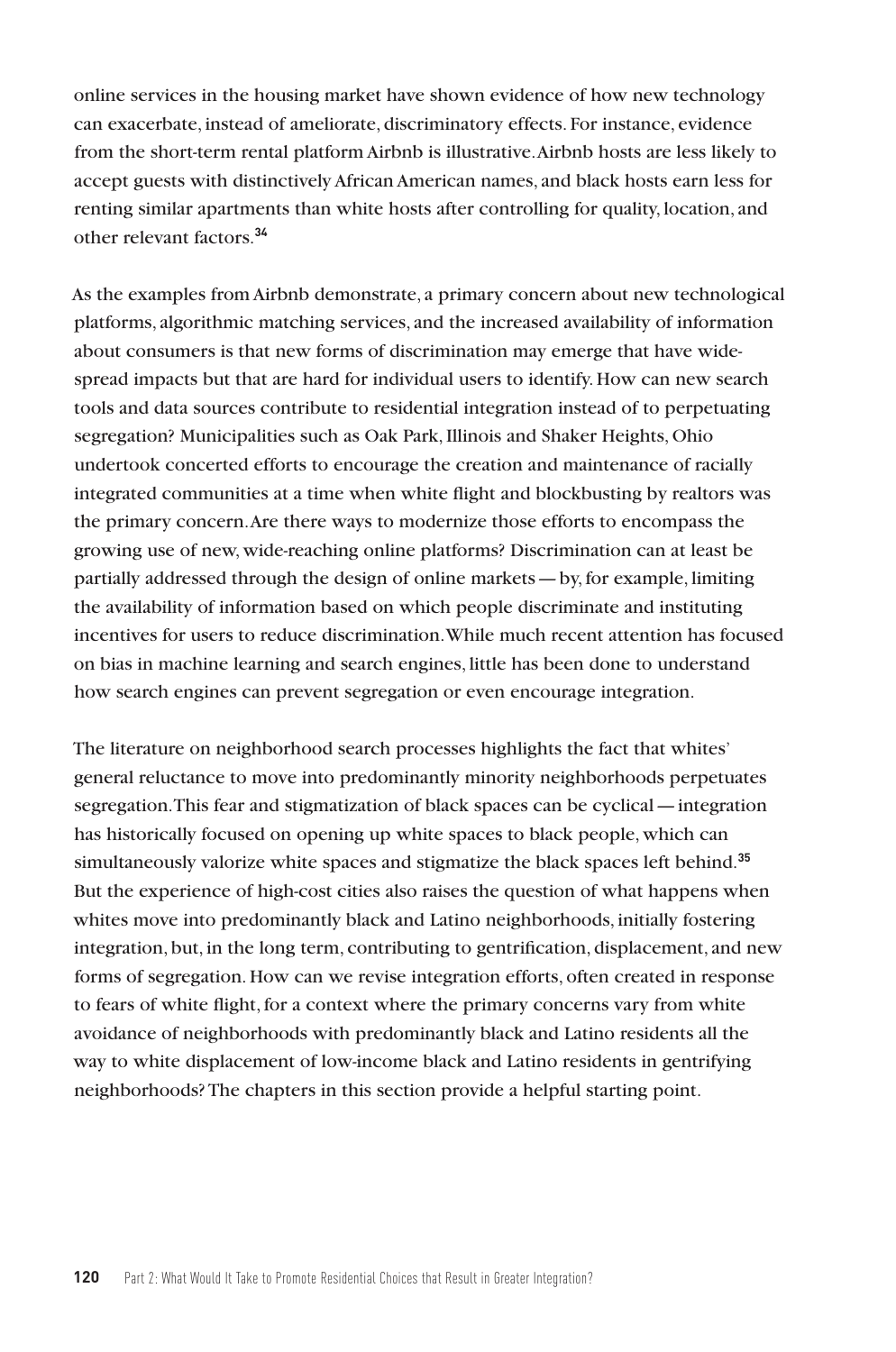online services in the housing market have shown evidence of how new technology can exacerbate, instead of ameliorate, discriminatory effects. For instance, evidence from the short-term rental platform Airbnb is illustrative. Airbnb hosts are less likely to accept guests with distinctively African American names, and black hosts earn less for renting similar apartments than white hosts after controlling for quality, location, and other relevant factors.[34]

As the examples from Airbnb demonstrate, a primary concern about new technological platforms, algorithmic matching services, and the increased availability of information about consumers is that new forms of discrimination may emerge that have widespread impacts but that are hard for individual users to identify. How can new search tools and data sources contribute to residential integration instead of to perpetuating segregation? Municipalities such as Oak Park, Illinois and Shaker Heights, Ohio undertook concerted efforts to encourage the creation and maintenance of racially integrated communities at a time when white flight and blockbusting by realtors was the primary concern. Are there ways to modernize those efforts to encompass the growing use of new, wide-reaching online platforms? Discrimination can at least be partially addressed through the design of online markets — by, for example, limiting the availability of information based on which people discriminate and instituting incentives for users to reduce discrimination. While much recent attention has focused on bias in machine learning and search engines, little has been done to understand how search engines can prevent segregation or even encourage integration.

The literature on neighborhood search processes highlights the fact that whites' general reluctance to move into predominantly minority neighborhoods perpetuates segregation. This fear and stigmatization of black spaces can be cyclical — integration has historically focused on opening up white spaces to black people, which can simultaneously valorize white spaces and stigmatize the black spaces left behind.[35] But the experience of high-cost cities also raises the question of what happens when whites move into predominantly black and Latino neighborhoods, initially fostering integration, but, in the long term, contributing to gentrification, displacement, and new forms of segregation. How can we revise integration efforts, often created in response to fears of white flight, for a context where the primary concerns vary from white avoidance of neighborhoods with predominantly black and Latino residents all the way to white displacement of low-income black and Latino residents in gentrifying neighborhoods? The chapters in this section provide a helpful starting point.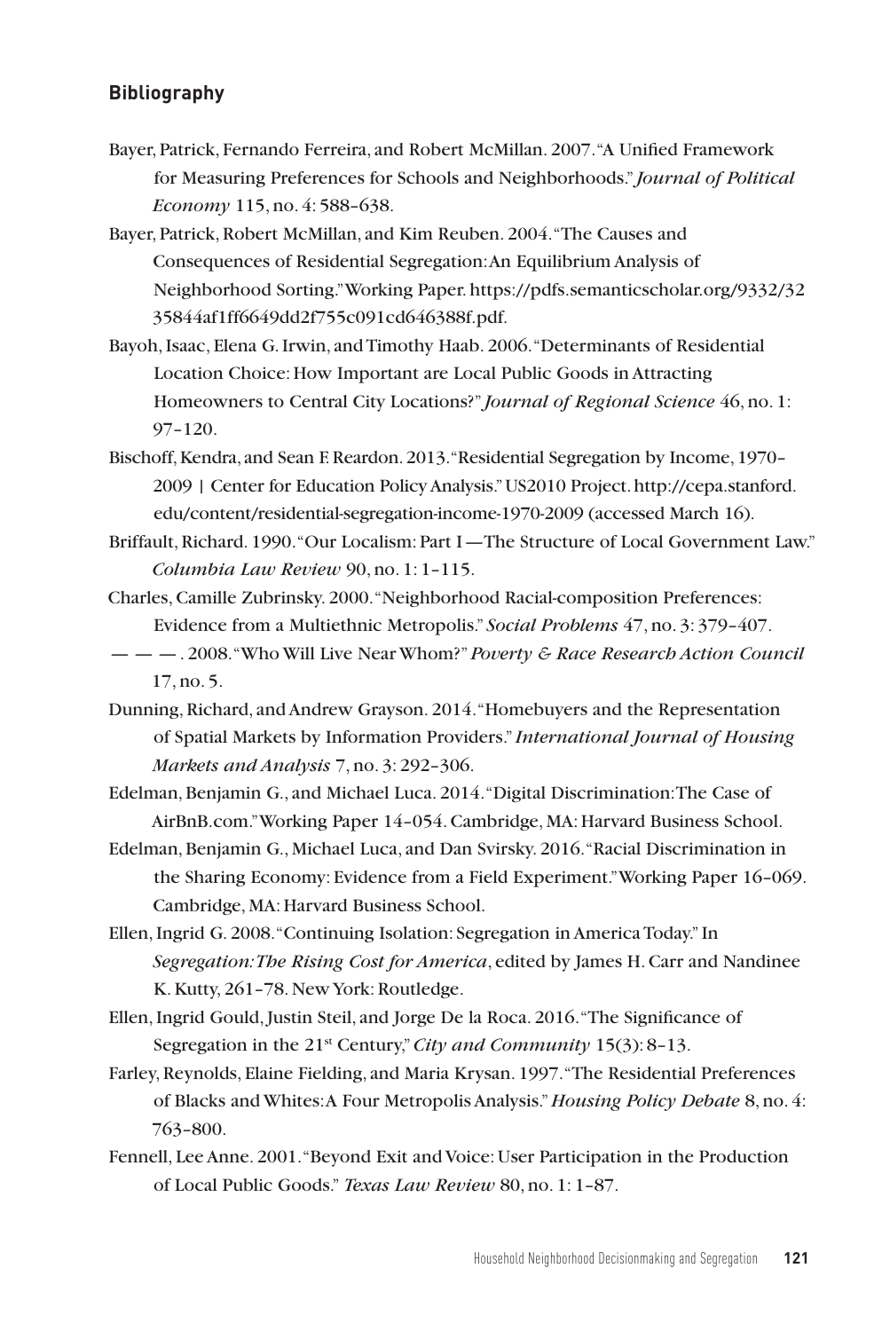## Bibliography

Bayer, Patrick, Fernando Ferreira, and Robert McMillan. 2007. "A Unified Framework for Measuring Preferences for Schools and Neighborhoods." *Journal of Political Economy* 115, no. 4: 588–638.

Bayer, Patrick, Robert McMillan, and Kim Reuben. 2004. "The Causes and Consequences of Residential Segregation: An Equilibrium Analysis of Neighborhood Sorting." Working Paper. https://pdfs.semanticscholar.org/9332/3235844af1ff6649dd2f755c091cd646388f.pdf.

Bayoh, Isaac, Elena G. Irwin, and Timothy Haab. 2006. "Determinants of Residential Location Choice: How Important are Local Public Goods in Attracting Homeowners to Central City Locations?" *Journal of Regional Science* 46, no. 1: 97–120.

Bischoff, Kendra, and Sean F. Reardon. 2013. "Residential Segregation by Income, 1970–2009 | Center for Education Policy Analysis." US2010 Project. http://cepa.stanford.edu/content/residential-segregation-income-1970-2009 (accessed March 16).

Briffault, Richard. 1990. "Our Localism: Part I—The Structure of Local Government Law." *Columbia Law Review* 90, no. 1: 1–115.

Charles, Camille Zubrinsky. 2000. "Neighborhood Racial-composition Preferences: Evidence from a Multiethnic Metropolis." *Social Problems* 47, no. 3: 379–407.

— — —. 2008. "Who Will Live Near Whom?" *Poverty & Race Research Action Council* 17, no. 5.

Dunning, Richard, and Andrew Grayson. 2014. "Homebuyers and the Representation of Spatial Markets by Information Providers." *International Journal of Housing Markets and Analysis* 7, no. 3: 292–306.

Edelman, Benjamin G., and Michael Luca. 2014. "Digital Discrimination: The Case of AirBnB.com." Working Paper 14–054. Cambridge, MA: Harvard Business School.

Edelman, Benjamin G., Michael Luca, and Dan Svirsky. 2016. "Racial Discrimination in the Sharing Economy: Evidence from a Field Experiment." Working Paper 16–069. Cambridge, MA: Harvard Business School.

Ellen, Ingrid G. 2008. "Continuing Isolation: Segregation in America Today." In *Segregation: The Rising Cost for America*, edited by James H. Carr and Nandinee K. Kutty, 261–78. New York: Routledge.

Ellen, Ingrid Gould, Justin Steil, and Jorge De la Roca. 2016. "The Significance of Segregation in the 21st Century," *City and Community* 15(3): 8–13.

Farley, Reynolds, Elaine Fielding, and Maria Krysan. 1997. "The Residential Preferences of Blacks and Whites: A Four Metropolis Analysis." *Housing Policy Debate* 8, no. 4: 763–800.

Fennell, Lee Anne. 2001. "Beyond Exit and Voice: User Participation in the Production of Local Public Goods." *Texas Law Review* 80, no. 1: 1–87.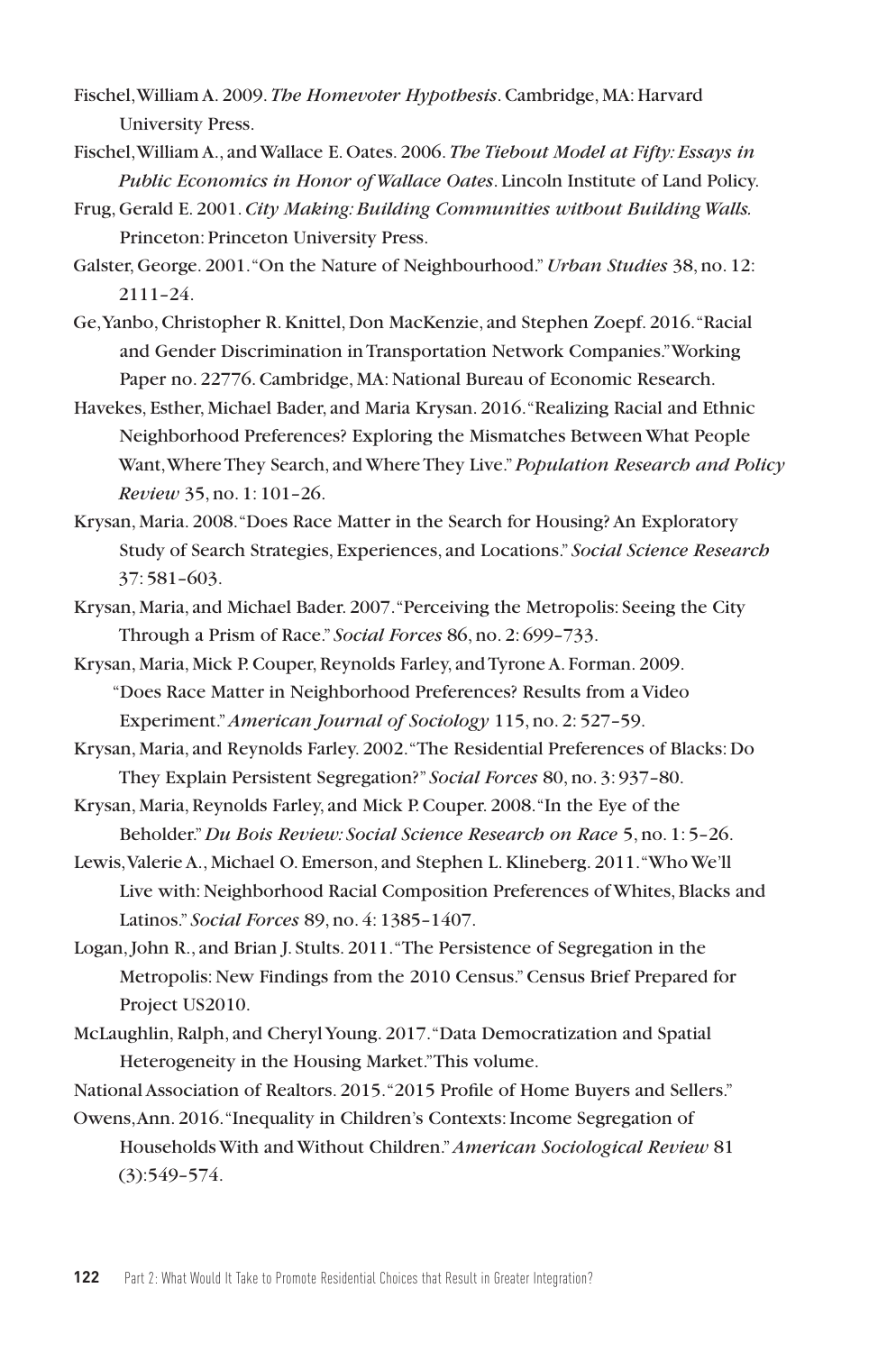Fischel, William A. 2009. *The Homevoter Hypothesis*. Cambridge, MA: Harvard University Press.

Fischel, William A., and Wallace E. Oates. 2006. *The Tiebout Model at Fifty: Essays in Public Economics in Honor of Wallace Oates*. Lincoln Institute of Land Policy.

Frug, Gerald E. 2001. *City Making: Building Communities without Building Walls.* Princeton: Princeton University Press.

Galster, George. 2001. "On the Nature of Neighbourhood." *Urban Studies* 38, no. 12: 2111–24.

Ge, Yanbo, Christopher R. Knittel, Don MacKenzie, and Stephen Zoepf. 2016. "Racial and Gender Discrimination in Transportation Network Companies." Working Paper no. 22776. Cambridge, MA: National Bureau of Economic Research.

Havekes, Esther, Michael Bader, and Maria Krysan. 2016. "Realizing Racial and Ethnic Neighborhood Preferences? Exploring the Mismatches Between What People Want, Where They Search, and Where They Live." *Population Research and Policy Review* 35, no. 1: 101–26.

Krysan, Maria. 2008. "Does Race Matter in the Search for Housing? An Exploratory Study of Search Strategies, Experiences, and Locations." *Social Science Research* 37: 581–603.

Krysan, Maria, and Michael Bader. 2007. "Perceiving the Metropolis: Seeing the City Through a Prism of Race." *Social Forces* 86, no. 2: 699–733.

Krysan, Maria, Mick P. Couper, Reynolds Farley, and Tyrone A. Forman. 2009. "Does Race Matter in Neighborhood Preferences? Results from a Video Experiment." *American Journal of Sociology* 115, no. 2: 527–59.

Krysan, Maria, and Reynolds Farley. 2002. "The Residential Preferences of Blacks: Do They Explain Persistent Segregation?" *Social Forces* 80, no. 3: 937–80.

Krysan, Maria, Reynolds Farley, and Mick P. Couper. 2008. "In the Eye of the Beholder." *Du Bois Review: Social Science Research on Race* 5, no. 1: 5–26.

Lewis, Valerie A., Michael O. Emerson, and Stephen L. Klineberg. 2011. "Who We'll Live with: Neighborhood Racial Composition Preferences of Whites, Blacks and Latinos." *Social Forces* 89, no. 4: 1385–1407.

Logan, John R., and Brian J. Stults. 2011. "The Persistence of Segregation in the Metropolis: New Findings from the 2010 Census." Census Brief Prepared for Project US2010.

McLaughlin, Ralph, and Cheryl Young. 2017. "Data Democratization and Spatial Heterogeneity in the Housing Market." This volume.

National Association of Realtors. 2015. "2015 Profile of Home Buyers and Sellers."

Owens, Ann. 2016. "Inequality in Children's Contexts: Income Segregation of Households With and Without Children." *American Sociological Review* 81 (3):549–574.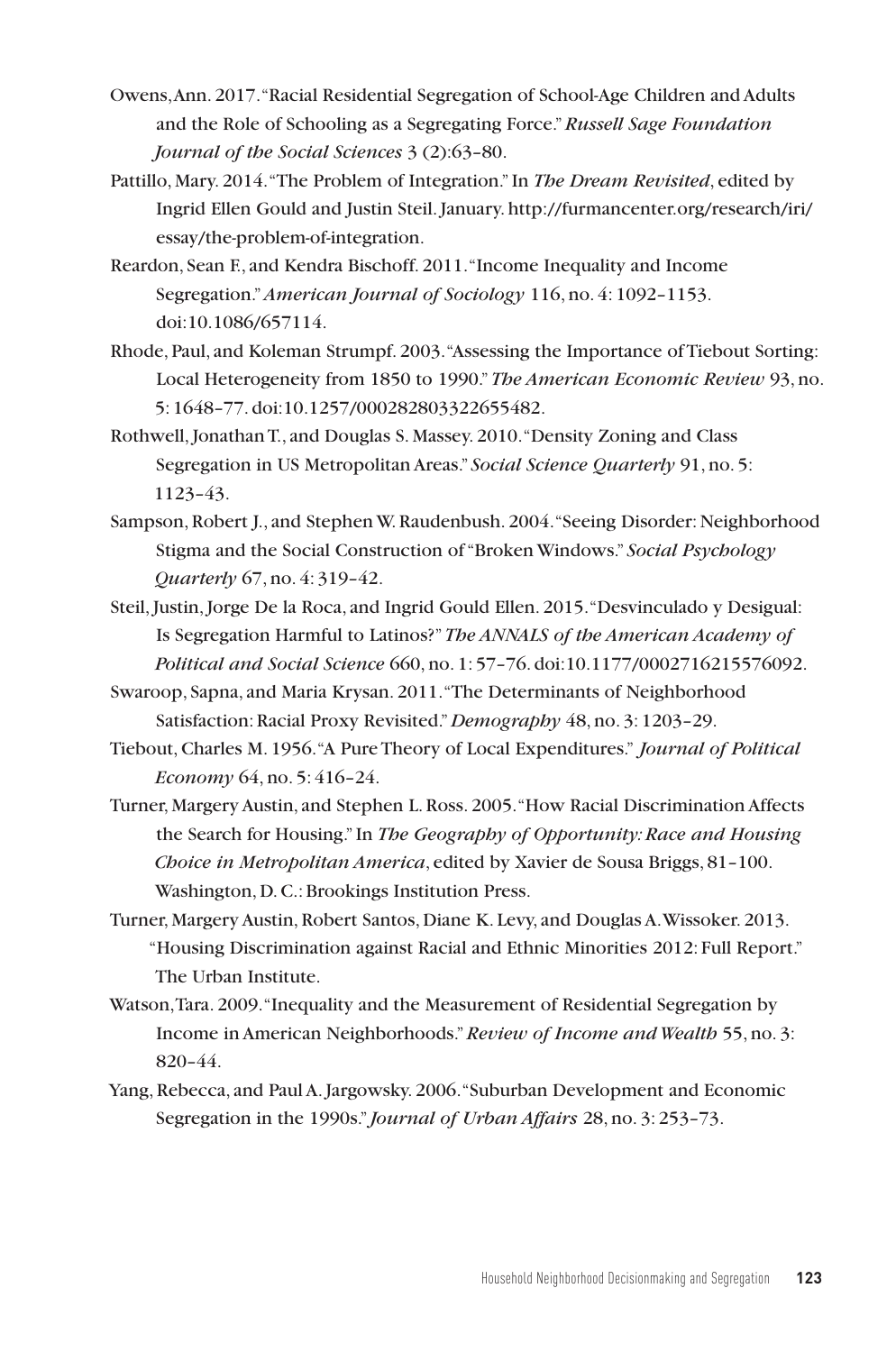Owens, Ann. 2017. "Racial Residential Segregation of School-Age Children and Adults and the Role of Schooling as a Segregating Force." *Russell Sage Foundation Journal of the Social Sciences* 3 (2):63–80.

Pattillo, Mary. 2014. "The Problem of Integration." In *The Dream Revisited*, edited by Ingrid Ellen Gould and Justin Steil. January. http://furmancenter.org/research/iri/essay/the-problem-of-integration.

Reardon, Sean F., and Kendra Bischoff. 2011. "Income Inequality and Income Segregation." *American Journal of Sociology* 116, no. 4: 1092–1153. doi:10.1086/657114.

Rhode, Paul, and Koleman Strumpf. 2003. "Assessing the Importance of Tiebout Sorting: Local Heterogeneity from 1850 to 1990." *The American Economic Review* 93, no. 5: 1648–77. doi:10.1257/000282803322655482.

Rothwell, Jonathan T., and Douglas S. Massey. 2010. "Density Zoning and Class Segregation in US Metropolitan Areas." *Social Science Quarterly* 91, no. 5: 1123–43.

Sampson, Robert J., and Stephen W. Raudenbush. 2004. "Seeing Disorder: Neighborhood Stigma and the Social Construction of "Broken Windows." *Social Psychology Quarterly* 67, no. 4: 319–42.

Steil, Justin, Jorge De la Roca, and Ingrid Gould Ellen. 2015. "Desvinculado y Desigual: Is Segregation Harmful to Latinos?" *The ANNALS of the American Academy of Political and Social Science* 660, no. 1: 57–76. doi:10.1177/0002716215576092.

Swaroop, Sapna, and Maria Krysan. 2011. "The Determinants of Neighborhood Satisfaction: Racial Proxy Revisited." *Demography* 48, no. 3: 1203–29.

Tiebout, Charles M. 1956. "A Pure Theory of Local Expenditures." *Journal of Political Economy* 64, no. 5: 416–24.

Turner, Margery Austin, and Stephen L. Ross. 2005. "How Racial Discrimination Affects the Search for Housing." In *The Geography of Opportunity: Race and Housing Choice in Metropolitan America*, edited by Xavier de Sousa Briggs, 81–100. Washington, D. C.: Brookings Institution Press.

Turner, Margery Austin, Robert Santos, Diane K. Levy, and Douglas A. Wissoker. 2013. "Housing Discrimination against Racial and Ethnic Minorities 2012: Full Report." The Urban Institute.

Watson, Tara. 2009. "Inequality and the Measurement of Residential Segregation by Income in American Neighborhoods." *Review of Income and Wealth* 55, no. 3: 820–44.

Yang, Rebecca, and Paul A. Jargowsky. 2006. "Suburban Development and Economic Segregation in the 1990s." *Journal of Urban Affairs* 28, no. 3: 253–73.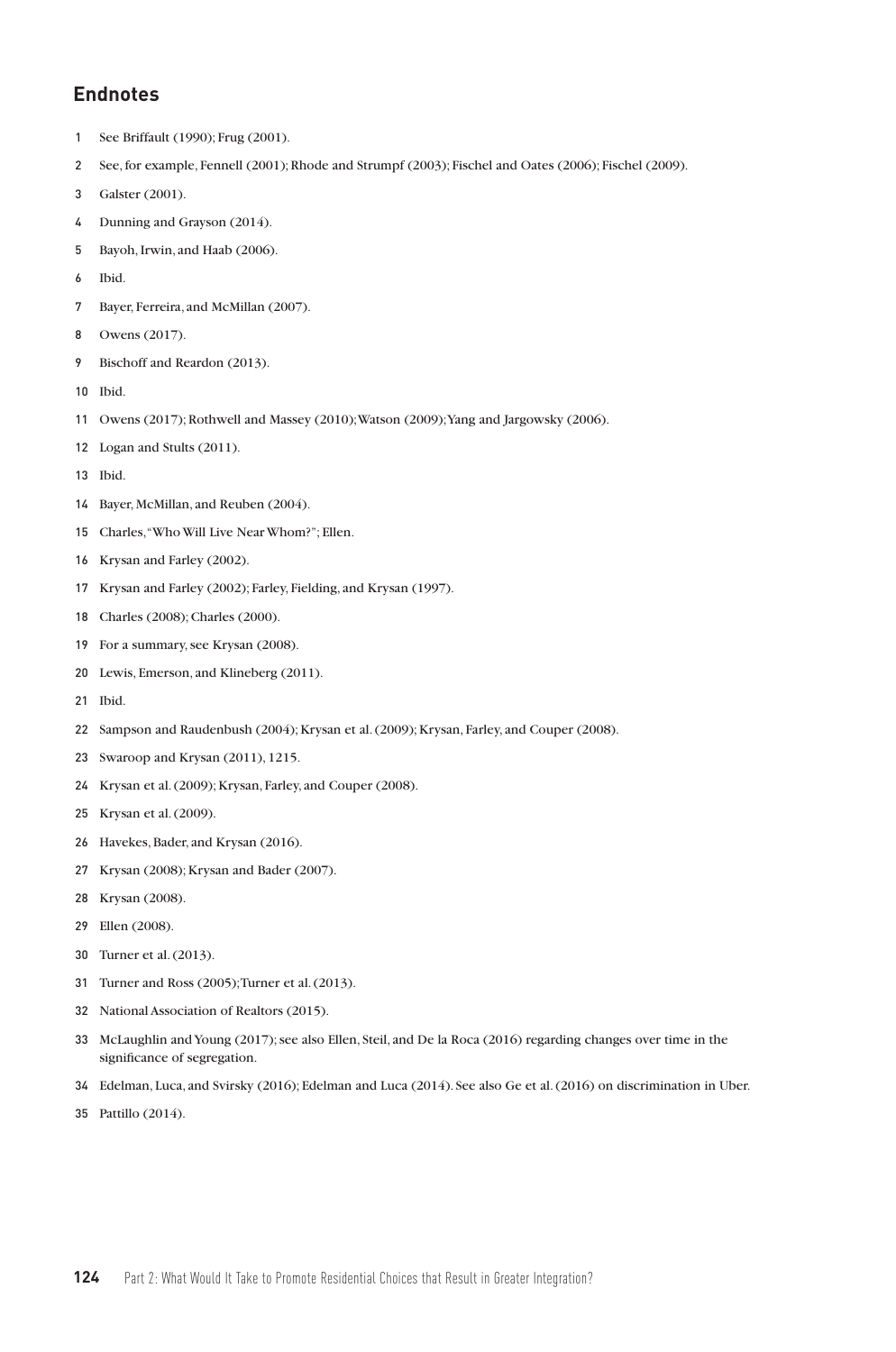## Endnotes

1 See Briffault (1990); Frug (2001).

2 See, for example, Fennell (2001); Rhode and Strumpf (2003); Fischel and Oates (2006); Fischel (2009).

3 Galster (2001).

4 Dunning and Grayson (2014).

5 Bayoh, Irwin, and Haab (2006).

6 Ibid.

7 Bayer, Ferreira, and McMillan (2007).

8 Owens (2017).

9 Bischoff and Reardon (2013).

10 Ibid.

11 Owens (2017); Rothwell and Massey (2010); Watson (2009); Yang and Jargowsky (2006).

12 Logan and Stults (2011).

13 Ibid.

14 Bayer, McMillan, and Reuben (2004).

15 Charles, "Who Will Live Near Whom?"; Ellen.

16 Krysan and Farley (2002).

17 Krysan and Farley (2002); Farley, Fielding, and Krysan (1997).

18 Charles (2008); Charles (2000).

19 For a summary, see Krysan (2008).

20 Lewis, Emerson, and Klineberg (2011).

21 Ibid.

22 Sampson and Raudenbush (2004); Krysan et al. (2009); Krysan, Farley, and Couper (2008).

23 Swaroop and Krysan (2011), 1215.

24 Krysan et al. (2009); Krysan, Farley, and Couper (2008).

25 Krysan et al. (2009).

26 Havekes, Bader, and Krysan (2016).

27 Krysan (2008); Krysan and Bader (2007).

28 Krysan (2008).

29 Ellen (2008).

30 Turner et al. (2013).

31 Turner and Ross (2005); Turner et al. (2013).

32 National Association of Realtors (2015).

33 McLaughlin and Young (2017); see also Ellen, Steil, and De la Roca (2016) regarding changes over time in the significance of segregation.

34 Edelman, Luca, and Svirsky (2016); Edelman and Luca (2014). See also Ge et al. (2016) on discrimination in Uber.

35 Pattillo (2014).